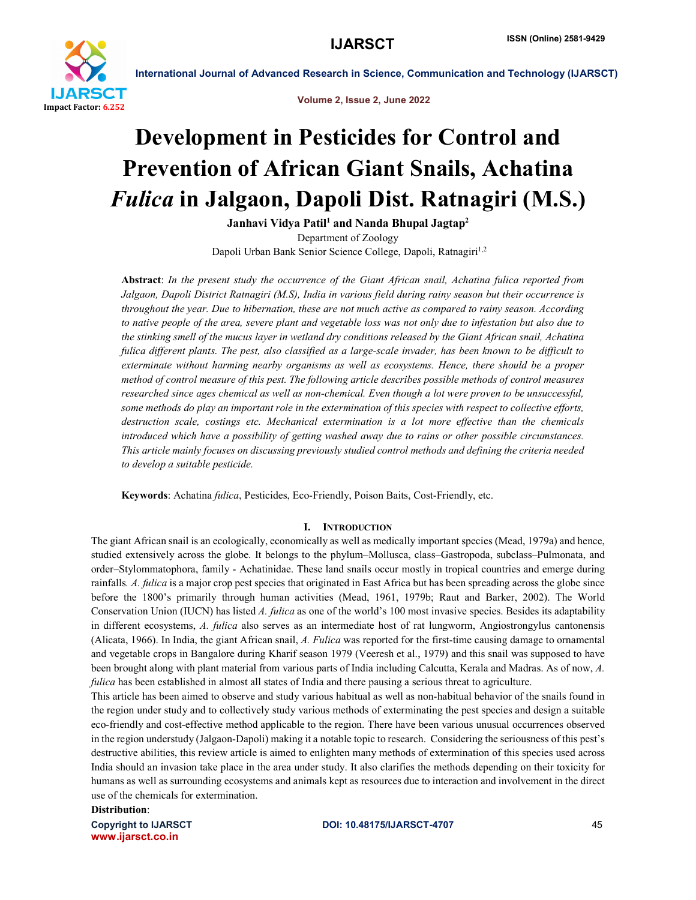# Development in Pesticides for Control and Prevention of African Giant Snails, Achatina *Fulica* in Jalgaon, Dapoli Dist. Ratnagiri (M.S.)

**Janhavi Vidya Patil[1] and Nanda Bhupal Jagtap[2]**

Department of Zoology

Dapoli Urban Bank Senior Science College, Dapoli, Ratnagiri[1,2]

**Abstract**: *In the present study the occurrence of the Giant African snail, Achatina fulica reported from Jalgaon, Dapoli District Ratnagiri (M.S), India in various field during rainy season but their occurrence is throughout the year. Due to hibernation, these are not much active as compared to rainy season. According to native people of the area, severe plant and vegetable loss was not only due to infestation but also due to the stinking smell of the mucus layer in wetland dry conditions released by the Giant African snail, Achatina fulica different plants. The pest, also classified as a large-scale invader, has been known to be difficult to exterminate without harming nearby organisms as well as ecosystems. Hence, there should be a proper method of control measure of this pest. The following article describes possible methods of control measures researched since ages chemical as well as non-chemical. Even though a lot were proven to be unsuccessful, some methods do play an important role in the extermination of this species with respect to collective efforts, destruction scale, costings etc. Mechanical extermination is a lot more effective than the chemicals introduced which have a possibility of getting washed away due to rains or other possible circumstances. This article mainly focuses on discussing previously studied control methods and defining the criteria needed to develop a suitable pesticide.*

**Keywords**: Achatina *fulica*, Pesticides, Eco-Friendly, Poison Baits, Cost-Friendly, etc.

## I. Introduction

The giant African snail is an ecologically, economically as well as medically important species (Mead, 1979a) and hence, studied extensively across the globe. It belongs to the phylum–Mollusca, class–Gastropoda, subclass–Pulmonata, and order–Stylommatophora, family - Achatinidae. These land snails occur mostly in tropical countries and emerge during rainfalls*. A. fulica* is a major crop pest species that originated in East Africa but has been spreading across the globe since before the 1800's primarily through human activities (Mead, 1961, 1979b; Raut and Barker, 2002). The World Conservation Union (IUCN) has listed *A. fulica* as one of the world's 100 most invasive species. Besides its adaptability in different ecosystems, *A. fulica* also serves as an intermediate host of rat lungworm, Angiostrongylus cantonensis (Alicata, 1966). In India, the giant African snail, *A. Fulica* was reported for the first-time causing damage to ornamental and vegetable crops in Bangalore during Kharif season 1979 (Veeresh et al., 1979) and this snail was supposed to have been brought along with plant material from various parts of India including Calcutta, Kerala and Madras. As of now, *A. fulica* has been established in almost all states of India and there pausing a serious threat to agriculture.

This article has been aimed to observe and study various habitual as well as non-habitual behavior of the snails found in the region under study and to collectively study various methods of exterminating the pest species and design a suitable eco-friendly and cost-effective method applicable to the region. There have been various unusual occurrences observed in the region understudy (Jalgaon-Dapoli) making it a notable topic to research. Considering the seriousness of this pest's destructive abilities, this review article is aimed to enlighten many methods of extermination of this species used across India should an invasion take place in the area under study. It also clarifies the methods depending on their toxicity for humans as well as surrounding ecosystems and animals kept as resources due to interaction and involvement in the direct use of the chemicals for extermination.

**Distribution**: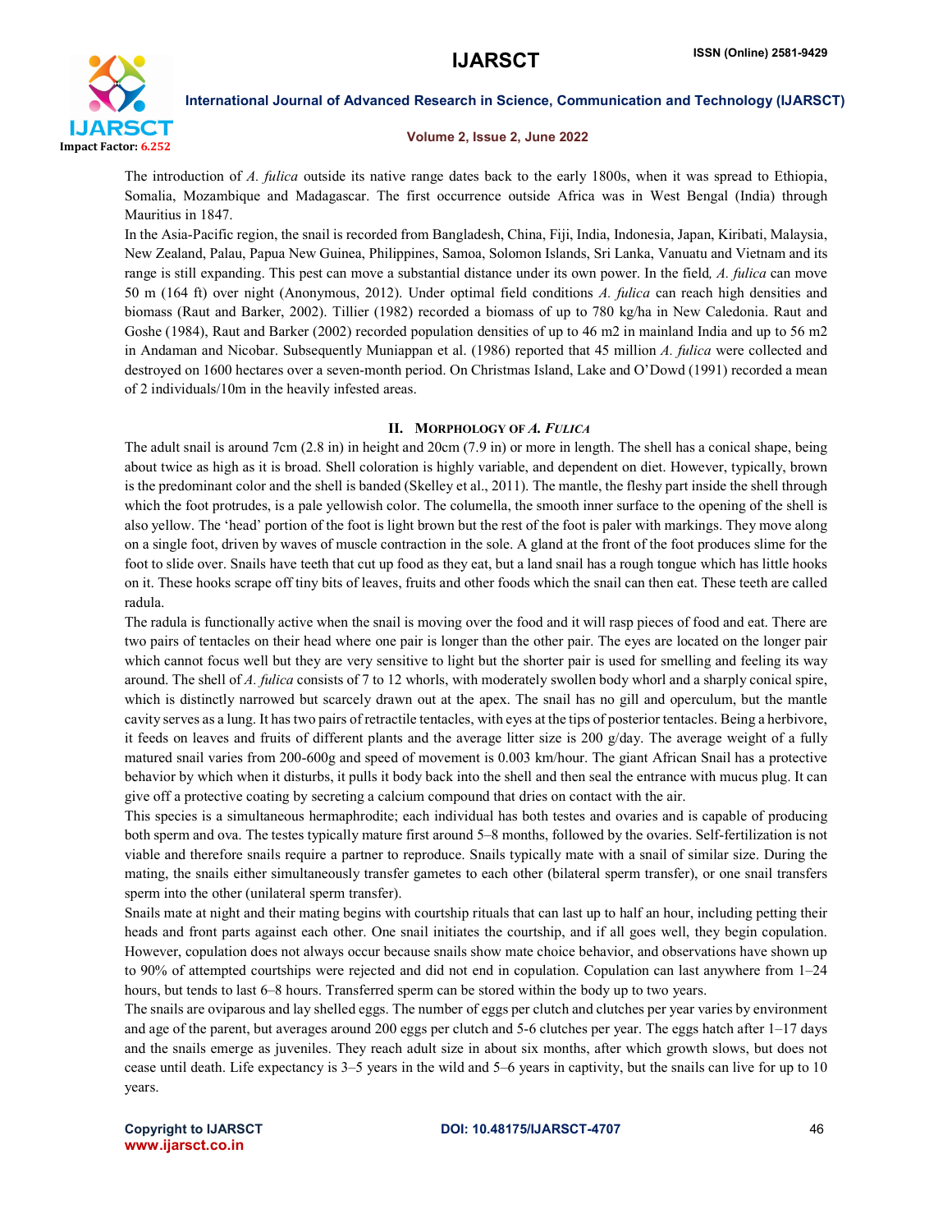The introduction of *A. fulica* outside its native range dates back to the early 1800s, when it was spread to Ethiopia, Somalia, Mozambique and Madagascar. The first occurrence outside Africa was in West Bengal (India) through Mauritius in 1847.

In the Asia-Pacific region, the snail is recorded from Bangladesh, China, Fiji, India, Indonesia, Japan, Kiribati, Malaysia, New Zealand, Palau, Papua New Guinea, Philippines, Samoa, Solomon Islands, Sri Lanka, Vanuatu and Vietnam and its range is still expanding. This pest can move a substantial distance under its own power. In the field*, A. fulica* can move 50 m (164 ft) over night (Anonymous, 2012). Under optimal field conditions *A. fulica* can reach high densities and biomass (Raut and Barker, 2002). Tillier (1982) recorded a biomass of up to 780 kg/ha in New Caledonia. Raut and Goshe (1984), Raut and Barker (2002) recorded population densities of up to 46 m2 in mainland India and up to 56 m2 in Andaman and Nicobar. Subsequently Muniappan et al. (1986) reported that 45 million *A. fulica* were collected and destroyed on 1600 hectares over a seven-month period. On Christmas Island, Lake and O'Dowd (1991) recorded a mean of 2 individuals/10m in the heavily infested areas.

## II. Morphology of *A. Fulica*

The adult snail is around 7cm (2.8 in) in height and 20cm (7.9 in) or more in length. The shell has a conical shape, being about twice as high as it is broad. Shell coloration is highly variable, and dependent on diet. However, typically, brown is the predominant color and the shell is banded (Skelley et al., 2011). The mantle, the fleshy part inside the shell through which the foot protrudes, is a pale yellowish color. The columella, the smooth inner surface to the opening of the shell is also yellow. The 'head' portion of the foot is light brown but the rest of the foot is paler with markings. They move along on a single foot, driven by waves of muscle contraction in the sole. A gland at the front of the foot produces slime for the foot to slide over. Snails have teeth that cut up food as they eat, but a land snail has a rough tongue which has little hooks on it. These hooks scrape off tiny bits of leaves, fruits and other foods which the snail can then eat. These teeth are called radula.

The radula is functionally active when the snail is moving over the food and it will rasp pieces of food and eat. There are two pairs of tentacles on their head where one pair is longer than the other pair. The eyes are located on the longer pair which cannot focus well but they are very sensitive to light but the shorter pair is used for smelling and feeling its way around. The shell of *A. fulica* consists of 7 to 12 whorls, with moderately swollen body whorl and a sharply conical spire, which is distinctly narrowed but scarcely drawn out at the apex. The snail has no gill and operculum, but the mantle cavity serves as a lung. It has two pairs of retractile tentacles, with eyes at the tips of posterior tentacles. Being a herbivore, it feeds on leaves and fruits of different plants and the average litter size is 200 g/day. The average weight of a fully matured snail varies from 200-600g and speed of movement is 0.003 km/hour. The giant African Snail has a protective behavior by which when it disturbs, it pulls it body back into the shell and then seal the entrance with mucus plug. It can give off a protective coating by secreting a calcium compound that dries on contact with the air.

This species is a simultaneous hermaphrodite; each individual has both testes and ovaries and is capable of producing both sperm and ova. The testes typically mature first around 5–8 months, followed by the ovaries. Self-fertilization is not viable and therefore snails require a partner to reproduce. Snails typically mate with a snail of similar size. During the mating, the snails either simultaneously transfer gametes to each other (bilateral sperm transfer), or one snail transfers sperm into the other (unilateral sperm transfer).

Snails mate at night and their mating begins with courtship rituals that can last up to half an hour, including petting their heads and front parts against each other. One snail initiates the courtship, and if all goes well, they begin copulation. However, copulation does not always occur because snails show mate choice behavior, and observations have shown up to 90% of attempted courtships were rejected and did not end in copulation. Copulation can last anywhere from 1–24 hours, but tends to last 6–8 hours. Transferred sperm can be stored within the body up to two years.

The snails are oviparous and lay shelled eggs. The number of eggs per clutch and clutches per year varies by environment and age of the parent, but averages around 200 eggs per clutch and 5-6 clutches per year. The eggs hatch after 1–17 days and the snails emerge as juveniles. They reach adult size in about six months, after which growth slows, but does not cease until death. Life expectancy is 3–5 years in the wild and 5–6 years in captivity, but the snails can live for up to 10 years.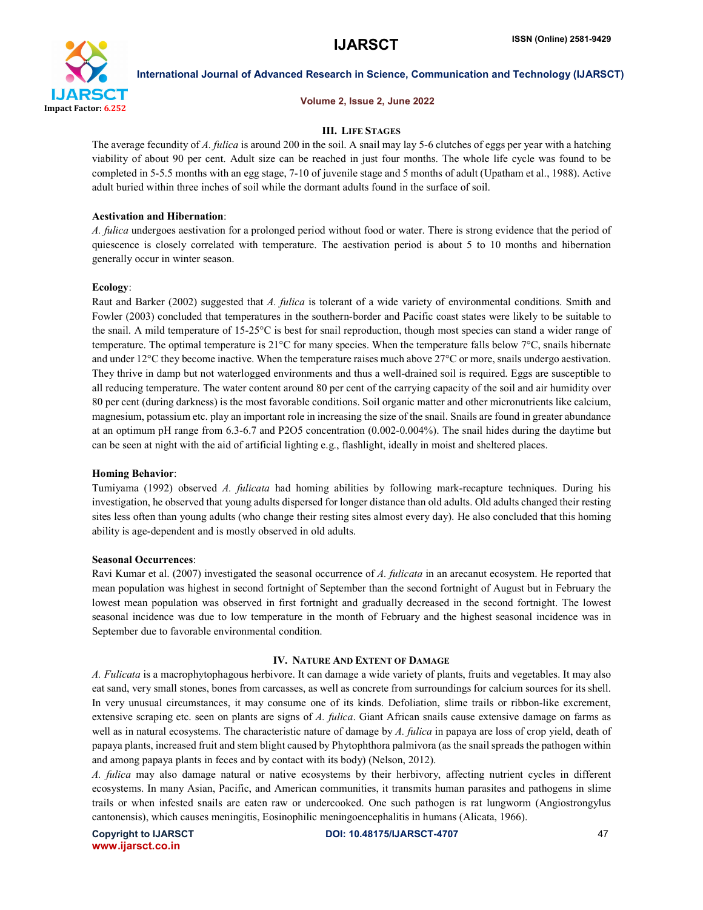## III. Life Stages

The average fecundity of *A. fulica* is around 200 in the soil. A snail may lay 5-6 clutches of eggs per year with a hatching viability of about 90 per cent. Adult size can be reached in just four months. The whole life cycle was found to be completed in 5-5.5 months with an egg stage, 7-10 of juvenile stage and 5 months of adult (Upatham et al., 1988). Active adult buried within three inches of soil while the dormant adults found in the surface of soil.

**Aestivation and Hibernation**:

*A. fulica* undergoes aestivation for a prolonged period without food or water. There is strong evidence that the period of quiescence is closely correlated with temperature. The aestivation period is about 5 to 10 months and hibernation generally occur in winter season.

**Ecology**:

Raut and Barker (2002) suggested that *A. fulica* is tolerant of a wide variety of environmental conditions. Smith and Fowler (2003) concluded that temperatures in the southern-border and Pacific coast states were likely to be suitable to the snail. A mild temperature of 15-25°C is best for snail reproduction, though most species can stand a wider range of temperature. The optimal temperature is 21°C for many species. When the temperature falls below 7°C, snails hibernate and under 12°C they become inactive. When the temperature raises much above 27°C or more, snails undergo aestivation. They thrive in damp but not waterlogged environments and thus a well-drained soil is required. Eggs are susceptible to all reducing temperature. The water content around 80 per cent of the carrying capacity of the soil and air humidity over 80 per cent (during darkness) is the most favorable conditions. Soil organic matter and other micronutrients like calcium, magnesium, potassium etc. play an important role in increasing the size of the snail. Snails are found in greater abundance at an optimum pH range from 6.3-6.7 and $P_2O_5$ concentration (0.002-0.004%). The snail hides during the daytime but can be seen at night with the aid of artificial lighting e.g., flashlight, ideally in moist and sheltered places.

**Homing Behavior**:

Tumiyama (1992) observed *A. fulicata* had homing abilities by following mark-recapture techniques. During his investigation, he observed that young adults dispersed for longer distance than old adults. Old adults changed their resting sites less often than young adults (who change their resting sites almost every day). He also concluded that this homing ability is age-dependent and is mostly observed in old adults.

**Seasonal Occurrences**:

Ravi Kumar et al. (2007) investigated the seasonal occurrence of *A. fulicata* in an arecanut ecosystem. He reported that mean population was highest in second fortnight of September than the second fortnight of August but in February the lowest mean population was observed in first fortnight and gradually decreased in the second fortnight. The lowest seasonal incidence was due to low temperature in the month of February and the highest seasonal incidence was in September due to favorable environmental condition.

## IV. Nature And Extent of Damage

*A. Fulicata* is a macrophytophagous herbivore. It can damage a wide variety of plants, fruits and vegetables. It may also eat sand, very small stones, bones from carcasses, as well as concrete from surroundings for calcium sources for its shell. In very unusual circumstances, it may consume one of its kinds. Defoliation, slime trails or ribbon-like excrement, extensive scraping etc. seen on plants are signs of *A. fulica*. Giant African snails cause extensive damage on farms as well as in natural ecosystems. The characteristic nature of damage by *A. fulica* in papaya are loss of crop yield, death of papaya plants, increased fruit and stem blight caused by Phytophthora palmivora (as the snail spreads the pathogen within and among papaya plants in feces and by contact with its body) (Nelson, 2012).

*A. fulica* may also damage natural or native ecosystems by their herbivory, affecting nutrient cycles in different ecosystems. In many Asian, Pacific, and American communities, it transmits human parasites and pathogens in slime trails or when infested snails are eaten raw or undercooked. One such pathogen is rat lungworm (Angiostrongylus cantonensis), which causes meningitis, Eosinophilic meningoencephalitis in humans (Alicata, 1966).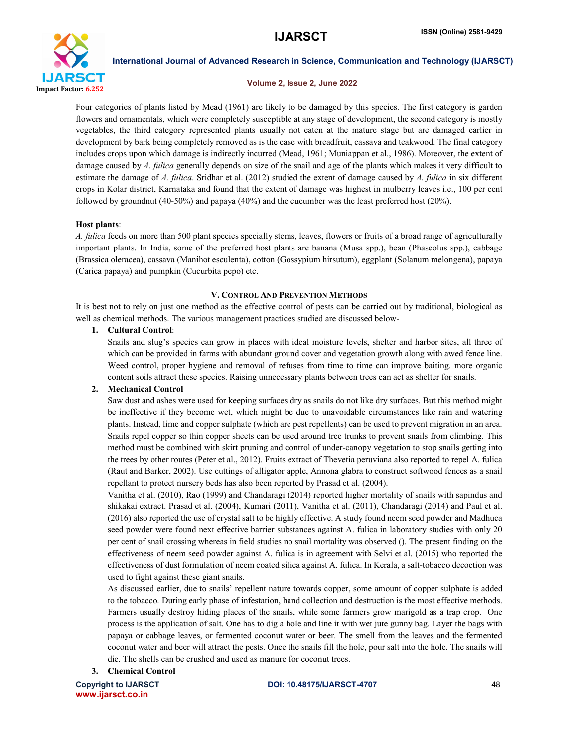Four categories of plants listed by Mead (1961) are likely to be damaged by this species. The first category is garden flowers and ornamentals, which were completely susceptible at any stage of development, the second category is mostly vegetables, the third category represented plants usually not eaten at the mature stage but are damaged earlier in development by bark being completely removed as is the case with breadfruit, cassava and teakwood. The final category includes crops upon which damage is indirectly incurred (Mead, 1961; Muniappan et al., 1986). Moreover, the extent of damage caused by *A. fulica* generally depends on size of the snail and age of the plants which makes it very difficult to estimate the damage of *A. fulica*. Sridhar et al. (2012) studied the extent of damage caused by *A. fulica* in six different crops in Kolar district, Karnataka and found that the extent of damage was highest in mulberry leaves i.e., 100 per cent followed by groundnut (40-50%) and papaya (40%) and the cucumber was the least preferred host (20%).

**Host plants**:

*A. fulica* feeds on more than 500 plant species specially stems, leaves, flowers or fruits of a broad range of agriculturally important plants. In India, some of the preferred host plants are banana (Musa spp.), bean (Phaseolus spp.), cabbage (Brassica oleracea), cassava (Manihot esculenta), cotton (Gossypium hirsutum), eggplant (Solanum melongena), papaya (Carica papaya) and pumpkin (Cucurbita pepo) etc.

## V. Control And Prevention Methods

It is best not to rely on just one method as the effective control of pests can be carried out by traditional, biological as well as chemical methods. The various management practices studied are discussed below-

1. **Cultural Control**:

   Snails and slug's species can grow in places with ideal moisture levels, shelter and harbor sites, all three of which can be provided in farms with abundant ground cover and vegetation growth along with awed fence line. Weed control, proper hygiene and removal of refuses from time to time can improve baiting. more organic content soils attract these species. Raising unnecessary plants between trees can act as shelter for snails.

2. **Mechanical Control**

   Saw dust and ashes were used for keeping surfaces dry as snails do not like dry surfaces. But this method might be ineffective if they become wet, which might be due to unavoidable circumstances like rain and watering plants. Instead, lime and copper sulphate (which are pest repellents) can be used to prevent migration in an area. Snails repel copper so thin copper sheets can be used around tree trunks to prevent snails from climbing. This method must be combined with skirt pruning and control of under-canopy vegetation to stop snails getting into the trees by other routes (Peter et al., 2012). Fruits extract of Thevetia peruviana also reported to repel A. fulica (Raut and Barker, 2002). Use cuttings of alligator apple, Annona glabra to construct softwood fences as a snail repellant to protect nursery beds has also been reported by Prasad et al. (2004).

   Vanitha et al. (2010), Rao (1999) and Chandaragi (2014) reported higher mortality of snails with sapindus and shikakai extract. Prasad et al. (2004), Kumari (2011), Vanitha et al. (2011), Chandaragi (2014) and Paul et al. (2016) also reported the use of crystal salt to be highly effective. A study found neem seed powder and Madhuca seed powder were found next effective barrier substances against A. fulica in laboratory studies with only 20 per cent of snail crossing whereas in field studies no snail mortality was observed (). The present finding on the effectiveness of neem seed powder against A. fulica is in agreement with Selvi et al. (2015) who reported the effectiveness of dust formulation of neem coated silica against A. fulica. In Kerala, a salt-tobacco decoction was used to fight against these giant snails.

   As discussed earlier, due to snails' repellent nature towards copper, some amount of copper sulphate is added to the tobacco. During early phase of infestation, hand collection and destruction is the most effective methods. Farmers usually destroy hiding places of the snails, while some farmers grow marigold as a trap crop. One process is the application of salt. One has to dig a hole and line it with wet jute gunny bag. Layer the bags with papaya or cabbage leaves, or fermented coconut water or beer. The smell from the leaves and the fermented coconut water and beer will attract the pests. Once the snails fill the hole, pour salt into the hole. The snails will die. The shells can be crushed and used as manure for coconut trees.

3. **Chemical Control**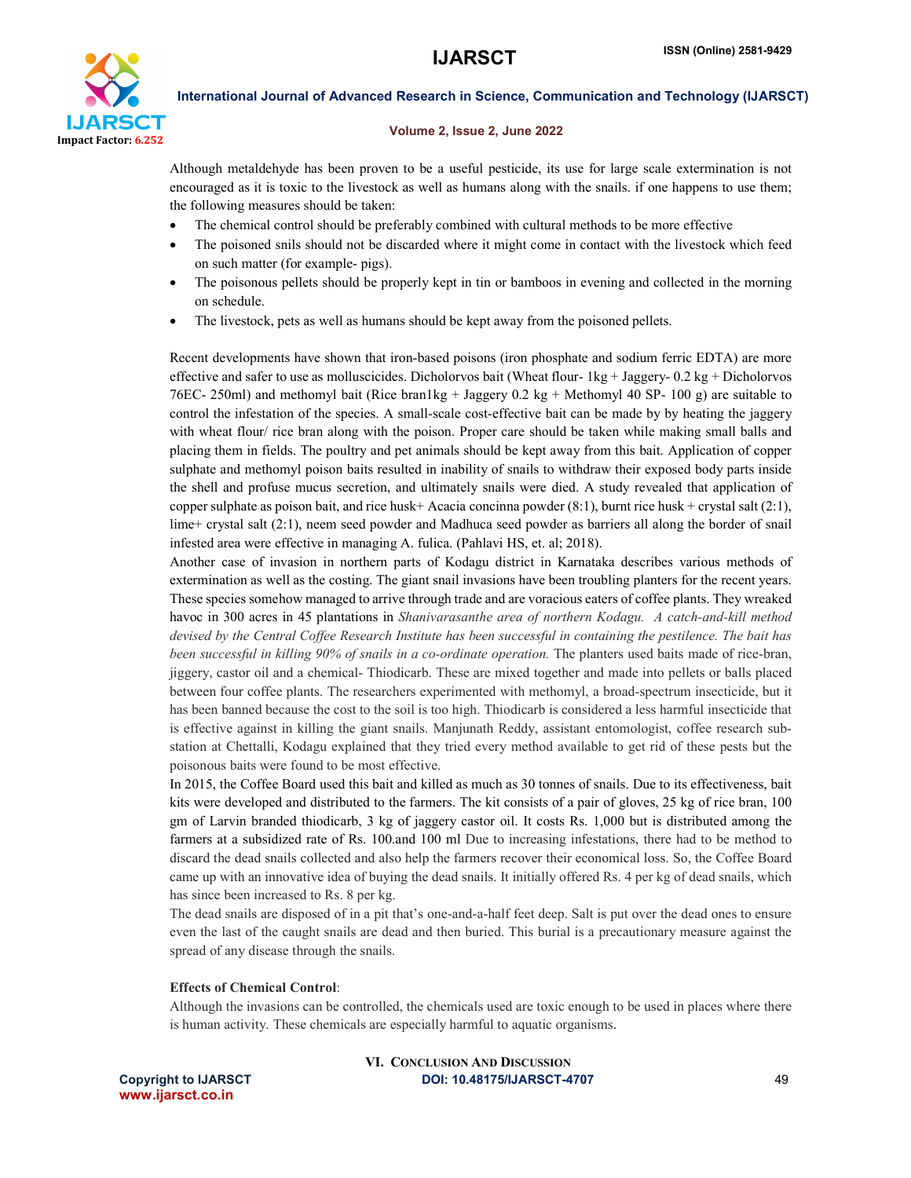Although metaldehyde has been proven to be a useful pesticide, its use for large scale extermination is not encouraged as it is toxic to the livestock as well as humans along with the snails. if one happens to use them; the following measures should be taken:

- The chemical control should be preferably combined with cultural methods to be more effective
- The poisoned snils should not be discarded where it might come in contact with the livestock which feed on such matter (for example- pigs).
- The poisonous pellets should be properly kept in tin or bamboos in evening and collected in the morning on schedule.
- The livestock, pets as well as humans should be kept away from the poisoned pellets.

Recent developments have shown that iron-based poisons (iron phosphate and sodium ferric EDTA) are more effective and safer to use as molluscicides. Dicholorvos bait (Wheat flour- 1kg + Jaggery- 0.2 kg + Dicholorvos 76EC- 250ml) and methomyl bait (Rice bran1kg + Jaggery 0.2 kg + Methomyl 40 SP- 100 g) are suitable to control the infestation of the species. A small-scale cost-effective bait can be made by by heating the jaggery with wheat flour/ rice bran along with the poison. Proper care should be taken while making small balls and placing them in fields. The poultry and pet animals should be kept away from this bait. Application of copper sulphate and methomyl poison baits resulted in inability of snails to withdraw their exposed body parts inside the shell and profuse mucus secretion, and ultimately snails were died. A study revealed that application of copper sulphate as poison bait, and rice husk+ Acacia concinna powder (8:1), burnt rice husk + crystal salt (2:1), lime+ crystal salt (2:1), neem seed powder and Madhuca seed powder as barriers all along the border of snail infested area were effective in managing A. fulica. (Pahlavi HS, et. al; 2018).

Another case of invasion in northern parts of Kodagu district in Karnataka describes various methods of extermination as well as the costing. The giant snail invasions have been troubling planters for the recent years. These species somehow managed to arrive through trade and are voracious eaters of coffee plants. They wreaked havoc in 300 acres in 45 plantations in *Shanivarasanthe area of northern Kodagu. A catch-and-kill method devised by the Central Coffee Research Institute has been successful in containing the pestilence. The bait has been successful in killing 90% of snails in a co-ordinate operation.* The planters used baits made of rice-bran, jiggery, castor oil and a chemical- Thiodicarb. These are mixed together and made into pellets or balls placed between four coffee plants. The researchers experimented with methomyl, a broad-spectrum insecticide, but it has been banned because the cost to the soil is too high. Thiodicarb is considered a less harmful insecticide that is effective against in killing the giant snails. Manjunath Reddy, assistant entomologist, coffee research sub-station at Chettalli, Kodagu explained that they tried every method available to get rid of these pests but the poisonous baits were found to be most effective.

In 2015, the Coffee Board used this bait and killed as much as 30 tonnes of snails. Due to its effectiveness, bait kits were developed and distributed to the farmers. The kit consists of a pair of gloves, 25 kg of rice bran, 100 gm of Larvin branded thiodicarb, 3 kg of jaggery castor oil. It costs Rs. 1,000 but is distributed among the farmers at a subsidized rate of Rs. 100.and 100 ml Due to increasing infestations, there had to be method to discard the dead snails collected and also help the farmers recover their economical loss. So, the Coffee Board came up with an innovative idea of buying the dead snails. It initially offered Rs. 4 per kg of dead snails, which has since been increased to Rs. 8 per kg.

The dead snails are disposed of in a pit that's one-and-a-half feet deep. Salt is put over the dead ones to ensure even the last of the caught snails are dead and then buried. This burial is a precautionary measure against the spread of any disease through the snails.

**Effects of Chemical Control**:

Although the invasions can be controlled, the chemicals used are toxic enough to be used in places where there is human activity. These chemicals are especially harmful to aquatic organisms.

## VI. Conclusion And Discussion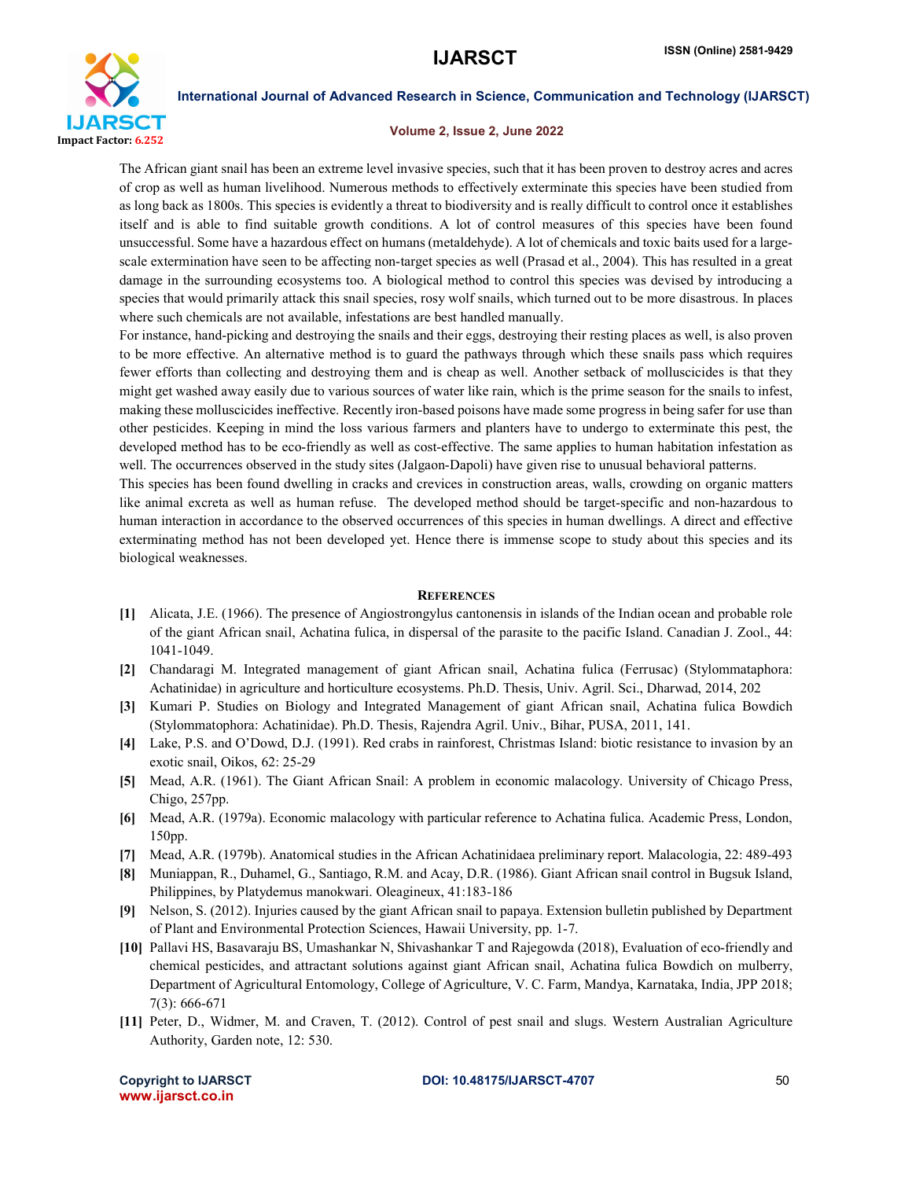The African giant snail has been an extreme level invasive species, such that it has been proven to destroy acres and acres of crop as well as human livelihood. Numerous methods to effectively exterminate this species have been studied from as long back as 1800s. This species is evidently a threat to biodiversity and is really difficult to control once it establishes itself and is able to find suitable growth conditions. A lot of control measures of this species have been found unsuccessful. Some have a hazardous effect on humans (metaldehyde). A lot of chemicals and toxic baits used for a large-scale extermination have seen to be affecting non-target species as well (Prasad et al., 2004). This has resulted in a great damage in the surrounding ecosystems too. A biological method to control this species was devised by introducing a species that would primarily attack this snail species, rosy wolf snails, which turned out to be more disastrous. In places where such chemicals are not available, infestations are best handled manually.

For instance, hand-picking and destroying the snails and their eggs, destroying their resting places as well, is also proven to be more effective. An alternative method is to guard the pathways through which these snails pass which requires fewer efforts than collecting and destroying them and is cheap as well. Another setback of molluscicides is that they might get washed away easily due to various sources of water like rain, which is the prime season for the snails to infest, making these molluscicides ineffective. Recently iron-based poisons have made some progress in being safer for use than other pesticides. Keeping in mind the loss various farmers and planters have to undergo to exterminate this pest, the developed method has to be eco-friendly as well as cost-effective. The same applies to human habitation infestation as well. The occurrences observed in the study sites (Jalgaon-Dapoli) have given rise to unusual behavioral patterns.

This species has been found dwelling in cracks and crevices in construction areas, walls, crowding on organic matters like animal excreta as well as human refuse. The developed method should be target-specific and non-hazardous to human interaction in accordance to the observed occurrences of this species in human dwellings. A direct and effective exterminating method has not been developed yet. Hence there is immense scope to study about this species and its biological weaknesses.

## References

[1] Alicata, J.E. (1966). The presence of Angiostrongylus cantonensis in islands of the Indian ocean and probable role of the giant African snail, Achatina fulica, in dispersal of the parasite to the pacific Island. Canadian J. Zool., 44: 1041-1049.

[2] Chandaragi M. Integrated management of giant African snail, Achatina fulica (Ferrusac) (Stylommataphora: Achatinidae) in agriculture and horticulture ecosystems. Ph.D. Thesis, Univ. Agril. Sci., Dharwad, 2014, 202

[3] Kumari P. Studies on Biology and Integrated Management of giant African snail, Achatina fulica Bowdich (Stylommatophora: Achatinidae). Ph.D. Thesis, Rajendra Agril. Univ., Bihar, PUSA, 2011, 141.

[4] Lake, P.S. and O'Dowd, D.J. (1991). Red crabs in rainforest, Christmas Island: biotic resistance to invasion by an exotic snail, Oikos, 62: 25-29

[5] Mead, A.R. (1961). The Giant African Snail: A problem in economic malacology. University of Chicago Press, Chigo, 257pp.

[6] Mead, A.R. (1979a). Economic malacology with particular reference to Achatina fulica. Academic Press, London, 150pp.

[7] Mead, A.R. (1979b). Anatomical studies in the African Achatinidaea preliminary report. Malacologia, 22: 489-493

[8] Muniappan, R., Duhamel, G., Santiago, R.M. and Acay, D.R. (1986). Giant African snail control in Bugsuk Island, Philippines, by Platydemus manokwari. Oleagineux, 41:183-186

[9] Nelson, S. (2012). Injuries caused by the giant African snail to papaya. Extension bulletin published by Department of Plant and Environmental Protection Sciences, Hawaii University, pp. 1-7.

[10] Pallavi HS, Basavaraju BS, Umashankar N, Shivashankar T and Rajegowda (2018), Evaluation of eco-friendly and chemical pesticides, and attractant solutions against giant African snail, Achatina fulica Bowdich on mulberry, Department of Agricultural Entomology, College of Agriculture, V. C. Farm, Mandya, Karnataka, India, JPP 2018; 7(3): 666-671

[11] Peter, D., Widmer, M. and Craven, T. (2012). Control of pest snail and slugs. Western Australian Agriculture Authority, Garden note, 12: 530.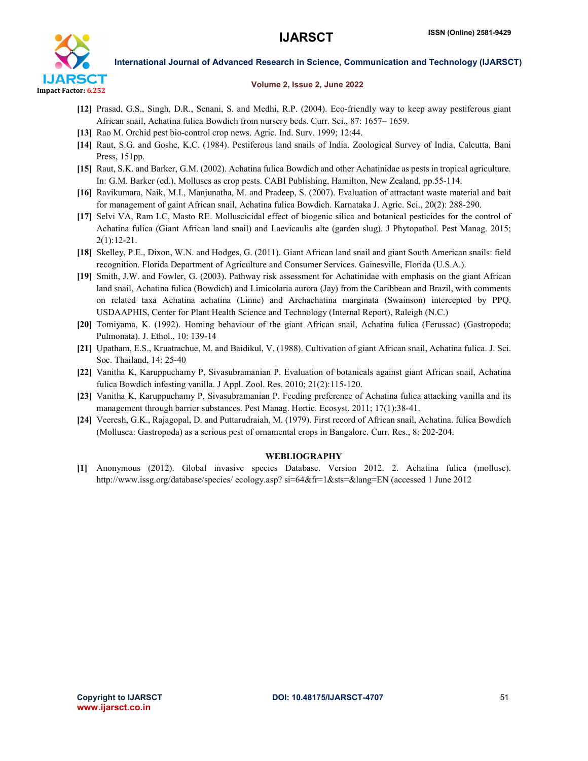[12] Prasad, G.S., Singh, D.R., Senani, S. and Medhi, R.P. (2004). Eco-friendly way to keep away pestiferous giant African snail, Achatina fulica Bowdich from nursery beds. Curr. Sci., 87: 1657– 1659.

[13] Rao M. Orchid pest bio-control crop news. Agric. Ind. Surv. 1999; 12:44.

[14] Raut, S.G. and Goshe, K.C. (1984). Pestiferous land snails of India. Zoological Survey of India, Calcutta, Bani Press, 151pp.

[15] Raut, S.K. and Barker, G.M. (2002). Achatina fulica Bowdich and other Achatinidae as pests in tropical agriculture. In: G.M. Barker (ed.), Molluscs as crop pests. CABI Publishing, Hamilton, New Zealand, pp.55-114.

[16] Ravikumara, Naik, M.I., Manjunatha, M. and Pradeep, S. (2007). Evaluation of attractant waste material and bait for management of gaint African snail, Achatina fulica Bowdich. Karnataka J. Agric. Sci., 20(2): 288-290.

[17] Selvi VA, Ram LC, Masto RE. Molluscicidal effect of biogenic silica and botanical pesticides for the control of Achatina fulica (Giant African land snail) and Laevicaulis alte (garden slug). J Phytopathol. Pest Manag. 2015; 2(1):12-21.

[18] Skelley, P.E., Dixon, W.N. and Hodges, G. (2011). Giant African land snail and giant South American snails: field recognition. Florida Department of Agriculture and Consumer Services. Gainesville, Florida (U.S.A.).

[19] Smith, J.W. and Fowler, G. (2003). Pathway risk assessment for Achatinidae with emphasis on the giant African land snail, Achatina fulica (Bowdich) and Limicolaria aurora (Jay) from the Caribbean and Brazil, with comments on related taxa Achatina achatina (Linne) and Archachatina marginata (Swainson) intercepted by PPQ. USDAAPHIS, Center for Plant Health Science and Technology (Internal Report), Raleigh (N.C.)

[20] Tomiyama, K. (1992). Homing behaviour of the giant African snail, Achatina fulica (Ferussac) (Gastropoda; Pulmonata). J. Ethol., 10: 139-14

[21] Upatham, E.S., Kruatrachue, M. and Baidikul, V. (1988). Cultivation of giant African snail, Achatina fulica. J. Sci. Soc. Thailand, 14: 25-40

[22] Vanitha K, Karuppuchamy P, Sivasubramanian P. Evaluation of botanicals against giant African snail, Achatina fulica Bowdich infesting vanilla. J Appl. Zool. Res. 2010; 21(2):115-120.

[23] Vanitha K, Karuppuchamy P, Sivasubramanian P. Feeding preference of Achatina fulica attacking vanilla and its management through barrier substances. Pest Manag. Hortic. Ecosyst. 2011; 17(1):38-41.

[24] Veeresh, G.K., Rajagopal, D. and Puttarudraiah, M. (1979). First record of African snail, Achatina. fulica Bowdich (Mollusca: Gastropoda) as a serious pest of ornamental crops in Bangalore. Curr. Res., 8: 202-204.

## WEBLIOGRAPHY

[1] Anonymous (2012). Global invasive species Database. Version 2012. 2. Achatina fulica (mollusc). http://www.issg.org/database/species/ ecology.asp? si=64&fr=1&sts=&lang=EN (accessed 1 June 2012